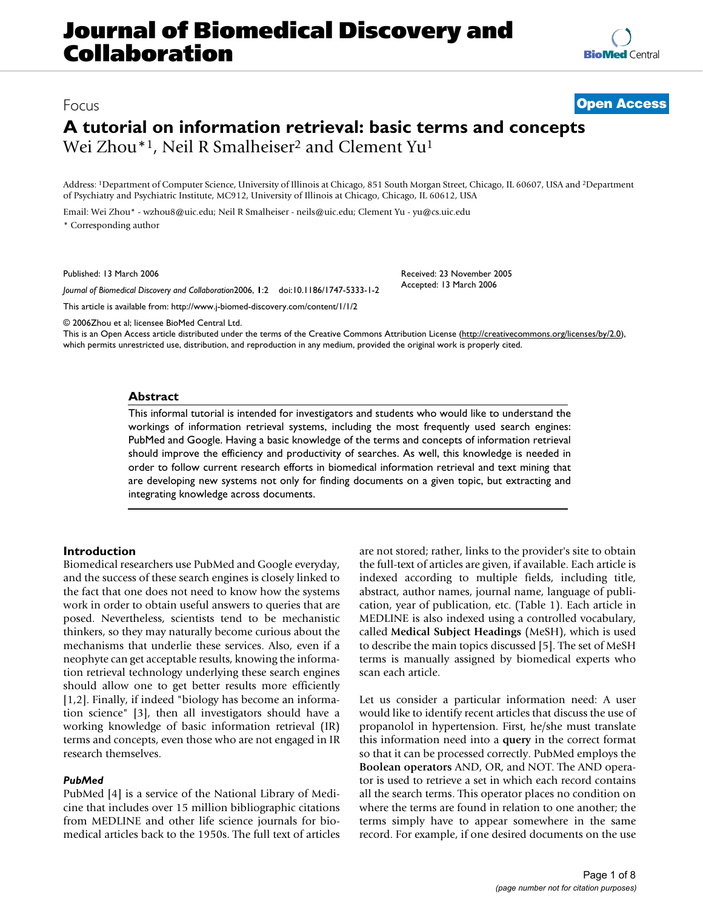# Journal of Biomedical Discovery and Collaboration

Focus

**Open Access**

# A tutorial on information retrieval: basic terms and concepts

Wei Zhou*[1], Neil R Smalheiser[2] and Clement Yu[1]

Address: [1]Department of Computer Science, University of Illinois at Chicago, 851 South Morgan Street, Chicago, IL 60607, USA and [2]Department of Psychiatry and Psychiatric Institute, MC912, University of Illinois at Chicago, Chicago, IL 60612, USA

Email: Wei Zhou* - wzhou8@uic.edu; Neil R Smalheiser - neils@uic.edu; Clement Yu - yu@cs.uic.edu

\* Corresponding author

Published: 13 March 2006

*Journal of Biomedical Discovery and Collaboration*2006, **1**:2 doi:10.1186/1747-5333-1-2

Received: 23 November 2005
Accepted: 13 March 2006

This article is available from: http://www.j-biomed-discovery.com/content/1/1/2

© 2006Zhou et al; licensee BioMed Central Ltd.
This is an Open Access article distributed under the terms of the Creative Commons Attribution License (http://creativecommons.org/licenses/by/2.0), which permits unrestricted use, distribution, and reproduction in any medium, provided the original work is properly cited.

## Abstract

This informal tutorial is intended for investigators and students who would like to understand the workings of information retrieval systems, including the most frequently used search engines: PubMed and Google. Having a basic knowledge of the terms and concepts of information retrieval should improve the efficiency and productivity of searches. As well, this knowledge is needed in order to follow current research efforts in biomedical information retrieval and text mining that are developing new systems not only for finding documents on a given topic, but extracting and integrating knowledge across documents.

## Introduction

Biomedical researchers use PubMed and Google everyday, and the success of these search engines is closely linked to the fact that one does not need to know how the systems work in order to obtain useful answers to queries that are posed. Nevertheless, scientists tend to be mechanistic thinkers, so they may naturally become curious about the mechanisms that underlie these services. Also, even if a neophyte can get acceptable results, knowing the information retrieval technology underlying these search engines should allow one to get better results more efficiently [1,2]. Finally, if indeed "biology has become an information science" [3], then all investigators should have a working knowledge of basic information retrieval (IR) terms and concepts, even those who are not engaged in IR research themselves.

### *PubMed*

PubMed [4] is a service of the National Library of Medicine that includes over 15 million bibliographic citations from MEDLINE and other life science journals for biomedical articles back to the 1950s. The full text of articles are not stored; rather, links to the provider's site to obtain the full-text of articles are given, if available. Each article is indexed according to multiple fields, including title, abstract, author names, journal name, language of publication, year of publication, etc. (Table 1). Each article in MEDLINE is also indexed using a controlled vocabulary, called **Medical Subject Headings** (MeSH), which is used to describe the main topics discussed [5]. The set of MeSH terms is manually assigned by biomedical experts who scan each article.

Let us consider a particular information need: A user would like to identify recent articles that discuss the use of propanolol in hypertension. First, he/she must translate this information need into a **query** in the correct format so that it can be processed correctly. PubMed employs the **Boolean operators** AND, OR, and NOT. The AND operator is used to retrieve a set in which each record contains all the search terms. This operator places no condition on where the terms are found in relation to one another; the terms simply have to appear somewhere in the same record. For example, if one desired documents on the use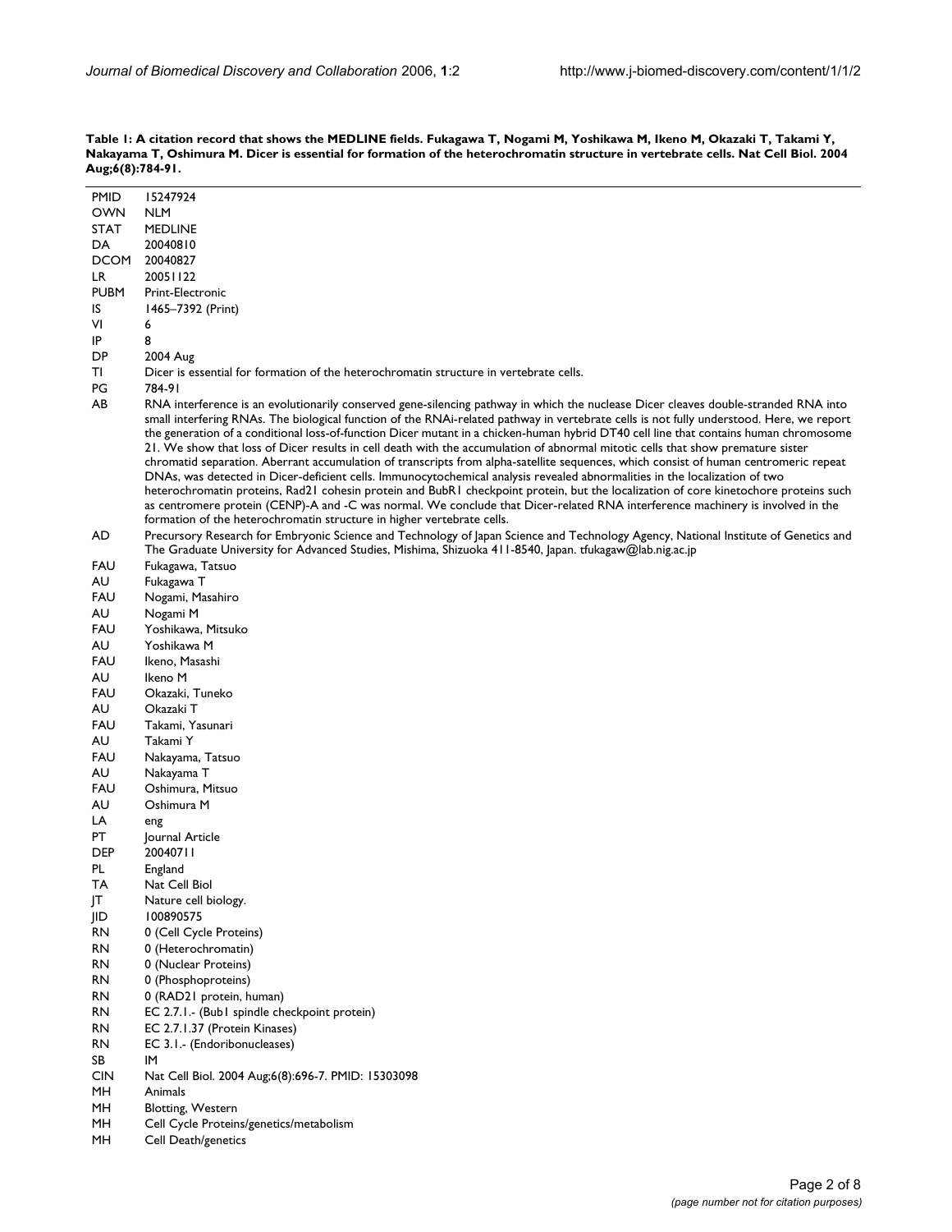**Table 1: A citation record that shows the MEDLINE fields. Fukagawa T, Nogami M, Yoshikawa M, Ikeno M, Okazaki T, Takami Y, Nakayama T, Oshimura M. Dicer is essential for formation of the heterochromatin structure in vertebrate cells. Nat Cell Biol. 2004 Aug;6(8):784-91.**

| | |
|---|---|
| PMID | 15247924 |
| OWN | NLM |
| STAT | MEDLINE |
| DA | 20040810 |
| DCOM | 20040827 |
| LR | 20051122 |
| PUBM | Print-Electronic |
| IS | 1465–7392 (Print) |
| VI | 6 |
| IP | 8 |
| DP | 2004 Aug |
| TI | Dicer is essential for formation of the heterochromatin structure in vertebrate cells. |
| PG | 784-91 |
| AB | RNA interference is an evolutionarily conserved gene-silencing pathway in which the nuclease Dicer cleaves double-stranded RNA into small interfering RNAs. The biological function of the RNAi-related pathway in vertebrate cells is not fully understood. Here, we report the generation of a conditional loss-of-function Dicer mutant in a chicken-human hybrid DT40 cell line that contains human chromosome 21. We show that loss of Dicer results in cell death with the accumulation of abnormal mitotic cells that show premature sister chromatid separation. Aberrant accumulation of transcripts from alpha-satellite sequences, which consist of human centromeric repeat DNAs, was detected in Dicer-deficient cells. Immunocytochemical analysis revealed abnormalities in the localization of two heterochromatin proteins, Rad21 cohesin protein and BubR1 checkpoint protein, but the localization of core kinetochore proteins such as centromere protein (CENP)-A and -C was normal. We conclude that Dicer-related RNA interference machinery is involved in the formation of the heterochromatin structure in higher vertebrate cells. |
| AD | Precursory Research for Embryonic Science and Technology of Japan Science and Technology Agency, National Institute of Genetics and The Graduate University for Advanced Studies, Mishima, Shizuoka 411-8540, Japan. tfukagaw@lab.nig.ac.jp |
| FAU | Fukagawa, Tatsuo |
| AU | Fukagawa T |
| FAU | Nogami, Masahiro |
| AU | Nogami M |
| FAU | Yoshikawa, Mitsuko |
| AU | Yoshikawa M |
| FAU | Ikeno, Masashi |
| AU | Ikeno M |
| FAU | Okazaki, Tuneko |
| AU | Okazaki T |
| FAU | Takami, Yasunari |
| AU | Takami Y |
| FAU | Nakayama, Tatsuo |
| AU | Nakayama T |
| FAU | Oshimura, Mitsuo |
| AU | Oshimura M |
| LA | eng |
| PT | Journal Article |
| DEP | 20040711 |
| PL | England |
| TA | Nat Cell Biol |
| JT | Nature cell biology. |
| JID | 100890575 |
| RN | 0 (Cell Cycle Proteins) |
| RN | 0 (Heterochromatin) |
| RN | 0 (Nuclear Proteins) |
| RN | 0 (Phosphoproteins) |
| RN | 0 (RAD21 protein, human) |
| RN | EC 2.7.1.- (Bub1 spindle checkpoint protein) |
| RN | EC 2.7.1.37 (Protein Kinases) |
| RN | EC 3.1.- (Endoribonucleases) |
| SB | IM |
| CIN | Nat Cell Biol. 2004 Aug;6(8):696-7. PMID: 15303098 |
| MH | Animals |
| MH | Blotting, Western |
| MH | Cell Cycle Proteins/genetics/metabolism |
| MH | Cell Death/genetics |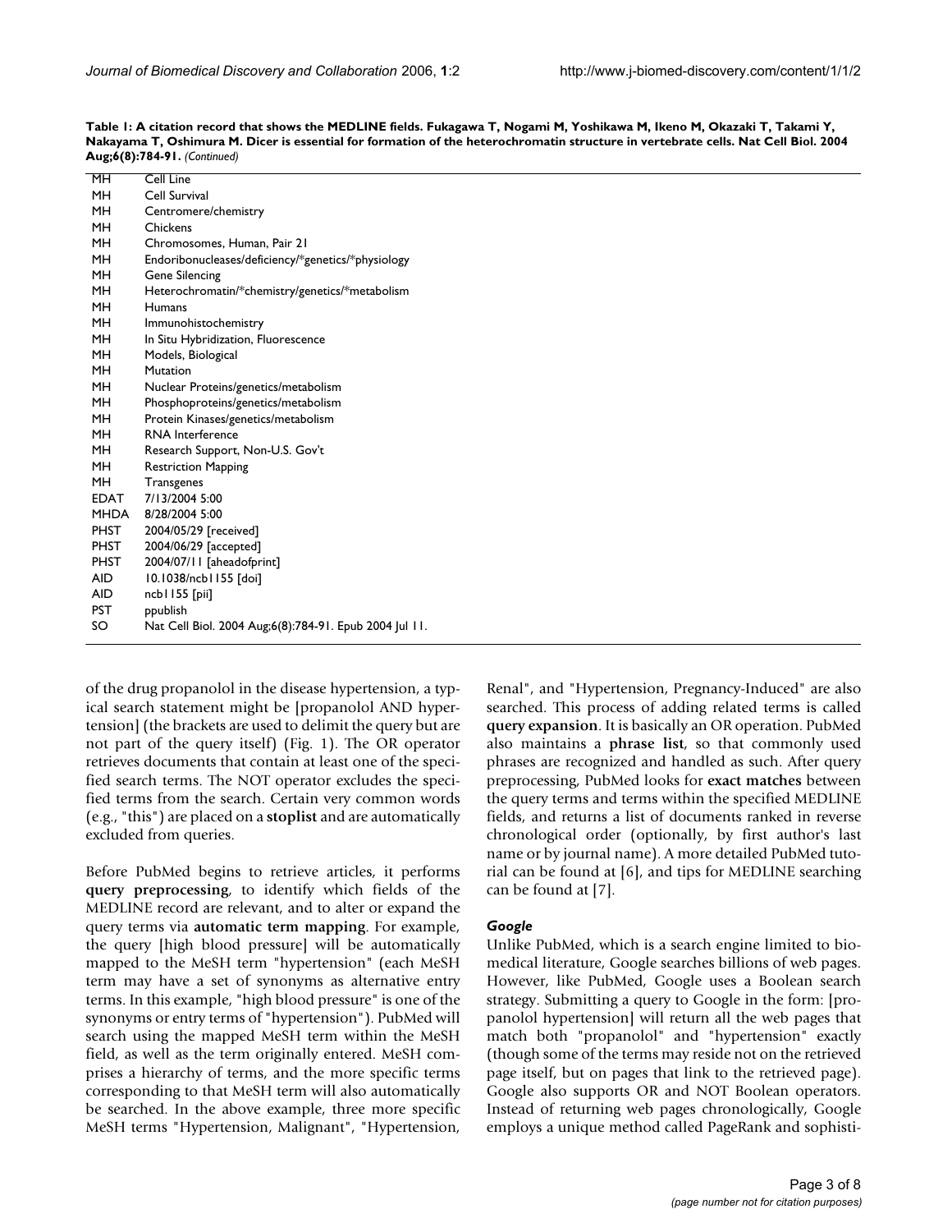**Table 1: A citation record that shows the MEDLINE fields. Fukagawa T, Nogami M, Yoshikawa M, Ikeno M, Okazaki T, Takami Y, Nakayama T, Oshimura M. Dicer is essential for formation of the heterochromatin structure in vertebrate cells. Nat Cell Biol. 2004 Aug;6(8):784-91.** *(Continued)*

| | |
|---|---|
| MH | Cell Line |
| MH | Cell Survival |
| MH | Centromere/chemistry |
| MH | Chickens |
| MH | Chromosomes, Human, Pair 21 |
| MH | Endoribonucleases/deficiency/*genetics/*physiology |
| MH | Gene Silencing |
| MH | Heterochromatin/*chemistry/genetics/*metabolism |
| MH | Humans |
| MH | Immunohistochemistry |
| MH | In Situ Hybridization, Fluorescence |
| MH | Models, Biological |
| MH | Mutation |
| MH | Nuclear Proteins/genetics/metabolism |
| MH | Phosphoproteins/genetics/metabolism |
| MH | Protein Kinases/genetics/metabolism |
| MH | RNA Interference |
| MH | Research Support, Non-U.S. Gov't |
| MH | Restriction Mapping |
| MH | Transgenes |
| EDAT | 7/13/2004 5:00 |
| MHDA | 8/28/2004 5:00 |
| PHST | 2004/05/29 [received] |
| PHST | 2004/06/29 [accepted] |
| PHST | 2004/07/11 [aheadofprint] |
| AID | 10.1038/ncb1155 [doi] |
| AID | ncb1155 [pii] |
| PST | ppublish |
| SO | Nat Cell Biol. 2004 Aug;6(8):784-91. Epub 2004 Jul 11. |

of the drug propanolol in the disease hypertension, a typical search statement might be [propanolol AND hypertension] (the brackets are used to delimit the query but are not part of the query itself) (Fig. 1). The OR operator retrieves documents that contain at least one of the specified search terms. The NOT operator excludes the specified terms from the search. Certain very common words (e.g., "this") are placed on a **stoplist** and are automatically excluded from queries.

Before PubMed begins to retrieve articles, it performs **query preprocessing**, to identify which fields of the MEDLINE record are relevant, and to alter or expand the query terms via **automatic term mapping**. For example, the query [high blood pressure] will be automatically mapped to the MeSH term "hypertension" (each MeSH term may have a set of synonyms as alternative entry terms. In this example, "high blood pressure" is one of the synonyms or entry terms of "hypertension"). PubMed will search using the mapped MeSH term within the MeSH field, as well as the term originally entered. MeSH comprises a hierarchy of terms, and the more specific terms corresponding to that MeSH term will also automatically be searched. In the above example, three more specific MeSH terms "Hypertension, Malignant", "Hypertension, Renal", and "Hypertension, Pregnancy-Induced" are also searched. This process of adding related terms is called **query expansion**. It is basically an OR operation. PubMed also maintains a **phrase list**, so that commonly used phrases are recognized and handled as such. After query preprocessing, PubMed looks for **exact matches** between the query terms and terms within the specified MEDLINE fields, and returns a list of documents ranked in reverse chronological order (optionally, by first author's last name or by journal name). A more detailed PubMed tutorial can be found at [6], and tips for MEDLINE searching can be found at [7].

### *Google*

Unlike PubMed, which is a search engine limited to biomedical literature, Google searches billions of web pages. However, like PubMed, Google uses a Boolean search strategy. Submitting a query to Google in the form: [propanolol hypertension] will return all the web pages that match both "propanolol" and "hypertension" exactly (though some of the terms may reside not on the retrieved page itself, but on pages that link to the retrieved page). Google also supports OR and NOT Boolean operators. Instead of returning web pages chronologically, Google employs a unique method called PageRank and sophisti-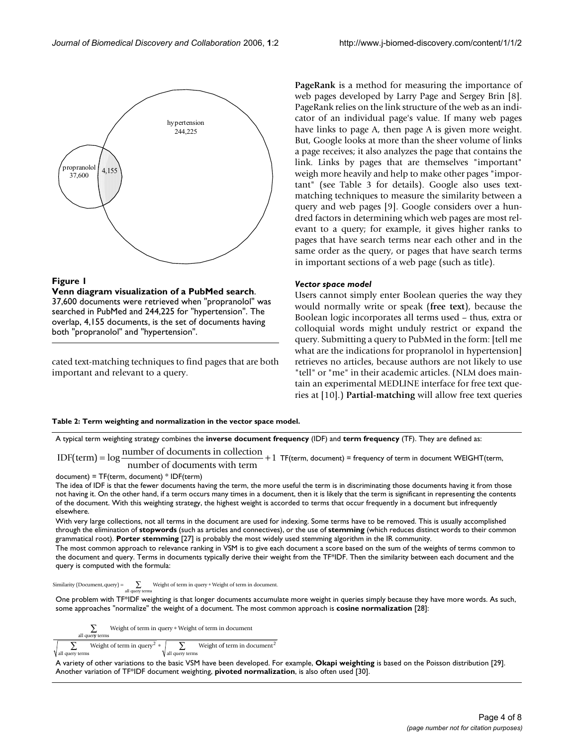hypertension
244,225

propranolol
37,600

4,155

**Figure 1**

**Venn diagram visualization of a PubMed search**. 37,600 documents were retrieved when "propranolol" was searched in PubMed and 244,225 for "hypertension". The overlap, 4,155 documents, is the set of documents having both "propranolol" and "hypertension".

cated text-matching techniques to find pages that are both important and relevant to a query.

**PageRank** is a method for measuring the importance of web pages developed by Larry Page and Sergey Brin [8]. PageRank relies on the link structure of the web as an indicator of an individual page's value. If many web pages have links to page A, then page A is given more weight. But, Google looks at more than the sheer volume of links a page receives; it also analyzes the page that contains the link. Links by pages that are themselves "important" weigh more heavily and help to make other pages "important" (see Table 3 for details). Google also uses text-matching techniques to measure the similarity between a query and web pages [9]. Google considers over a hundred factors in determining which web pages are most relevant to a query; for example, it gives higher ranks to pages that have search terms near each other and in the same order as the query, or pages that have search terms in important sections of a web page (such as title).

### *Vector space model*

Users cannot simply enter Boolean queries the way they would normally write or speak (**free text**), because the Boolean logic incorporates all terms used – thus, extra or colloquial words might unduly restrict or expand the query. Submitting a query to PubMed in the form: [tell me what are the indications for propranolol in hypertension] retrieves no articles, because authors are not likely to use "tell" or "me" in their academic articles. (NLM does maintain an experimental MEDLINE interface for free text queries at [10].) **Partial-matching** will allow free text queries

**Table 2: Term weighting and normalization in the vector space model.**

A typical term weighting strategy combines the **inverse document frequency** (IDF) and **term frequency** (TF). They are defined as:

$$\text{IDF(term)} = \log \frac{\text{number of documents in collection}}{\text{number of documents with term}} + 1$$

TF(term, document) = frequency of term in document WEIGHT(term, document) = TF(term, document) * IDF(term)

The idea of IDF is that the fewer documents having the term, the more useful the term is in discriminating those documents having it from those not having it. On the other hand, if a term occurs many times in a document, then it is likely that the term is significant in representing the contents of the document. With this weighting strategy, the highest weight is accorded to terms that occur frequently in a document but infrequently elsewhere.

With very large collections, not all terms in the document are used for indexing. Some terms have to be removed. This is usually accomplished through the elimination of **stopwords** (such as articles and connectives), or the use of **stemming** (which reduces distinct words to their common grammatical root). **Porter stemming** [27] is probably the most widely used stemming algorithm in the IR community.

The most common approach to relevance ranking in VSM is to give each document a score based on the sum of the weights of terms common to the document and query. Terms in documents typically derive their weight from the TF*IDF. Then the similarity between each document and the query is computed with the formula:

$$\text{Similarity (Document, query)} = \sum_{\text{all query terms}} \text{Weight of term in query} * \text{Weight of term in document.}$$

One problem with TF*IDF weighting is that longer documents accumulate more weight in queries simply because they have more words. As such, some approaches "normalize" the weight of a document. The most common approach is **cosine normalization** [28]:

$$\frac{\sum_{\text{all query terms}} \text{Weight of term in query} * \text{Weight of term in document}}{\sqrt{\sum_{\text{all query terms}} \text{Weight of term in query}^2} * \sqrt{\sum_{\text{all query terms}} \text{Weight of term in document}^2}}$$

A variety of other variations to the basic VSM have been developed. For example, **Okapi weighting** is based on the Poisson distribution [29]. Another variation of TF*IDF document weighting, **pivoted normalization**, is also often used [30].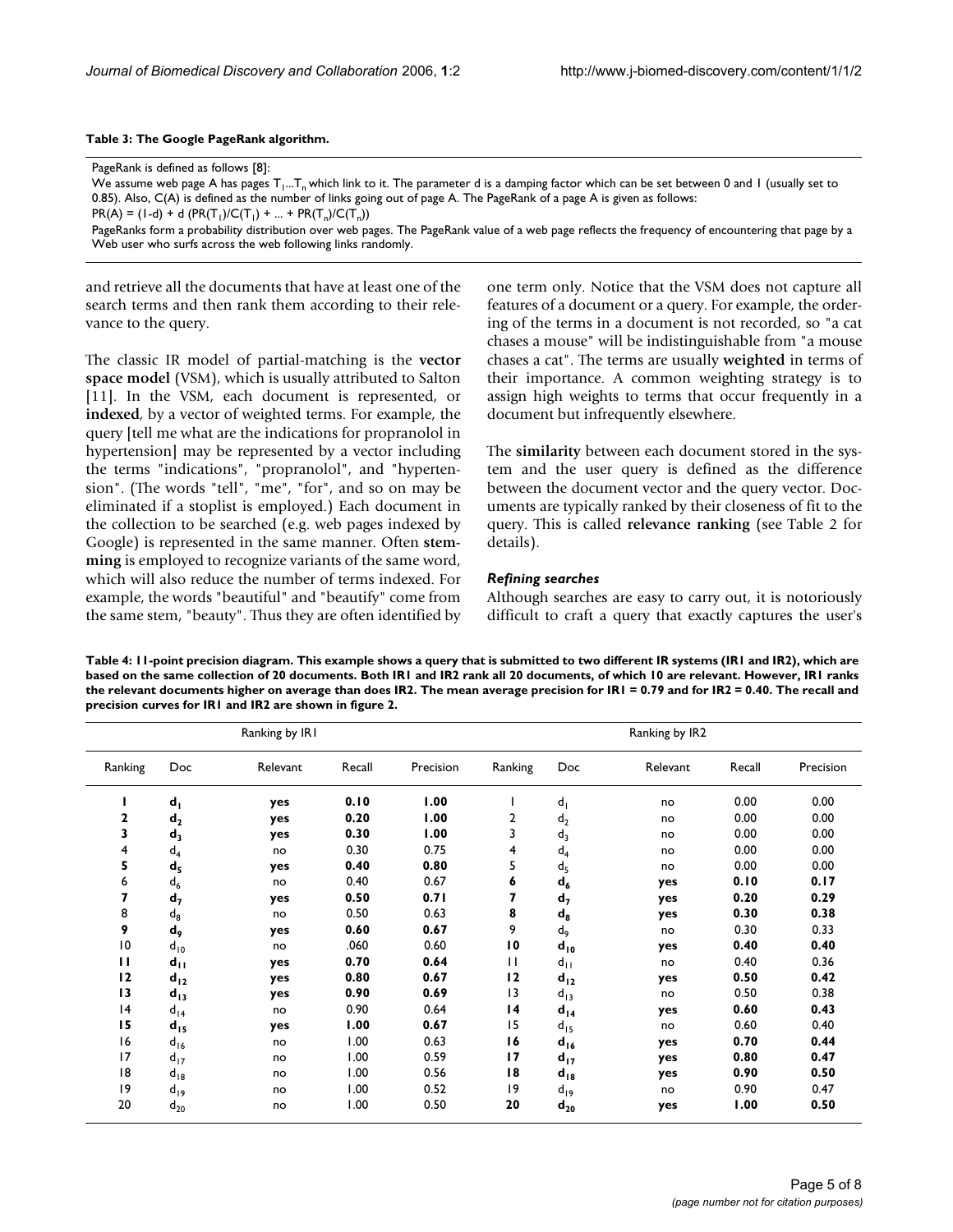**Table 3: The Google PageRank algorithm.**

PageRank is defined as follows [8]:

We assume web page A has pages $T_1...T_n$ which link to it. The parameter d is a damping factor which can be set between 0 and 1 (usually set to 0.85). Also, C(A) is defined as the number of links going out of page A. The PageRank of a page A is given as follows:

$PR(A) = (1-d) + d (PR(T_1)/C(T_1) + ... + PR(T_n)/C(T_n))$

PageRanks form a probability distribution over web pages. The PageRank value of a web page reflects the frequency of encountering that page by a Web user who surfs across the web following links randomly.

and retrieve all the documents that have at least one of the search terms and then rank them according to their relevance to the query.

The classic IR model of partial-matching is the **vector space model** (VSM), which is usually attributed to Salton [11]. In the VSM, each document is represented, or **indexed**, by a vector of weighted terms. For example, the query [tell me what are the indications for propranolol in hypertension] may be represented by a vector including the terms "indications", "propranolol", and "hypertension". (The words "tell", "me", "for", and so on may be eliminated if a stoplist is employed.) Each document in the collection to be searched (e.g. web pages indexed by Google) is represented in the same manner. Often **stemming** is employed to recognize variants of the same word, which will also reduce the number of terms indexed. For example, the words "beautiful" and "beautify" come from the same stem, "beauty". Thus they are often identified by one term only. Notice that the VSM does not capture all features of a document or a query. For example, the ordering of the terms in a document is not recorded, so "a cat chases a mouse" will be indistinguishable from "a mouse chases a cat". The terms are usually **weighted** in terms of their importance. A common weighting strategy is to assign high weights to terms that occur frequently in a document but infrequently elsewhere.

The **similarity** between each document stored in the system and the user query is defined as the difference between the document vector and the query vector. Documents are typically ranked by their closeness of fit to the query. This is called **relevance ranking** (see Table 2 for details).

### *Refining searches*

Although searches are easy to carry out, it is notoriously difficult to craft a query that exactly captures the user's

**Table 4: 11-point precision diagram. This example shows a query that is submitted to two different IR systems (IR1 and IR2), which are based on the same collection of 20 documents. Both IR1 and IR2 rank all 20 documents, of which 10 are relevant. However, IR1 ranks the relevant documents higher on average than does IR2. The mean average precision for IR1 = 0.79 and for IR2 = 0.40. The recall and precision curves for IR1 and IR2 are shown in figure 2.**

| Ranking by IR1 | | | | | Ranking by IR2 | | | | |
|---|---|---|---|---|---|---|---|---|---|
| Ranking | Doc | Relevant | Recall | Precision | Ranking | Doc | Relevant | Recall | Precision |
| **1** | **$d_1$** | **yes** | **0.10** | **1.00** | 1 | $d_1$ | no | 0.00 | 0.00 |
| **2** | **$d_2$** | **yes** | **0.20** | **1.00** | 2 | $d_2$ | no | 0.00 | 0.00 |
| **3** | **$d_3$** | **yes** | **0.30** | **1.00** | 3 | $d_3$ | no | 0.00 | 0.00 |
| 4 | $d_4$ | no | 0.30 | 0.75 | 4 | $d_4$ | no | 0.00 | 0.00 |
| **5** | **$d_5$** | **yes** | **0.40** | **0.80** | 5 | $d_5$ | no | 0.00 | 0.00 |
| 6 | $d_6$ | no | 0.40 | 0.67 | **6** | **$d_6$** | **yes** | **0.10** | **0.17** |
| **7** | **$d_7$** | **yes** | **0.50** | **0.71** | **7** | **$d_7$** | **yes** | **0.20** | **0.29** |
| 8 | $d_8$ | no | 0.50 | 0.63 | **8** | **$d_8$** | **yes** | **0.30** | **0.38** |
| **9** | **$d_9$** | **yes** | **0.60** | **0.67** | 9 | $d_9$ | no | 0.30 | 0.33 |
| 10 | $d_{10}$ | no | .060 | 0.60 | **10** | **$d_{10}$** | **yes** | **0.40** | **0.40** |
| **11** | **$d_{11}$** | **yes** | **0.70** | **0.64** | 11 | $d_{11}$ | no | 0.40 | 0.36 |
| **12** | **$d_{12}$** | **yes** | **0.80** | **0.67** | **12** | **$d_{12}$** | **yes** | **0.50** | **0.42** |
| **13** | **$d_{13}$** | **yes** | **0.90** | **0.69** | 13 | $d_{13}$ | no | 0.50 | 0.38 |
| 14 | $d_{14}$ | no | 0.90 | 0.64 | **14** | **$d_{14}$** | **yes** | **0.60** | **0.43** |
| **15** | **$d_{15}$** | **yes** | **1.00** | **0.67** | 15 | $d_{15}$ | no | 0.60 | 0.40 |
| 16 | $d_{16}$ | no | 1.00 | 0.63 | **16** | **$d_{16}$** | **yes** | **0.70** | **0.44** |
| 17 | $d_{17}$ | no | 1.00 | 0.59 | **17** | **$d_{17}$** | **yes** | **0.80** | **0.47** |
| 18 | $d_{18}$ | no | 1.00 | 0.56 | **18** | **$d_{18}$** | **yes** | **0.90** | **0.50** |
| 19 | $d_{19}$ | no | 1.00 | 0.52 | 19 | $d_{19}$ | no | 0.90 | 0.47 |
| 20 | $d_{20}$ | no | 1.00 | 0.50 | **20** | **$d_{20}$** | **yes** | **1.00** | **0.50** |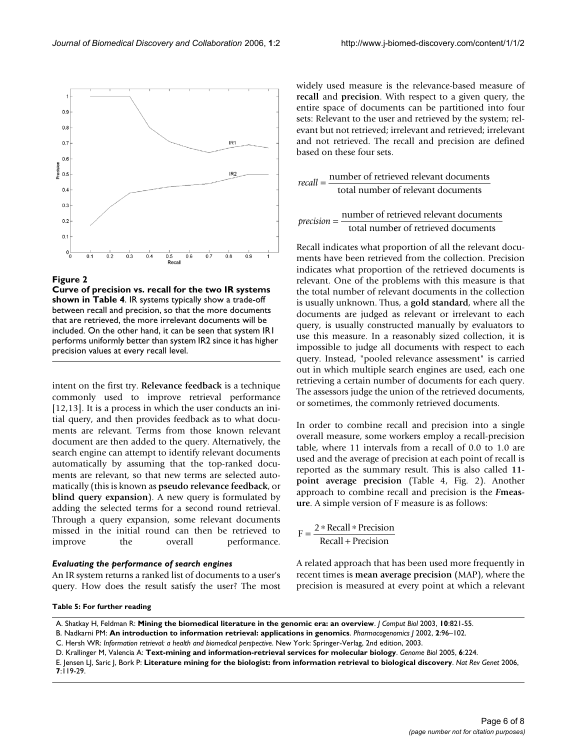1
0.9
0.8
0.7
0.6
0.5
0.4
0.3
0.2
0.1
0
0 0.1 0.2 0.3 0.4 0.5 0.6 0.7 0.8 0.9 1
Recall
Precision
IR1
IR2

**Figure 2**

**Curve of precision vs. recall for the two IR systems shown in Table 4**. IR systems typically show a trade-off between recall and precision, so that the more documents that are retrieved, the more irrelevant documents will be included. On the other hand, it can be seen that system IR1 performs uniformly better than system IR2 since it has higher precision values at every recall level.

intent on the first try. **Relevance feedback** is a technique commonly used to improve retrieval performance [12,13]. It is a process in which the user conducts an initial query, and then provides feedback as to what documents are relevant. Terms from those known relevant document are then added to the query. Alternatively, the search engine can attempt to identify relevant documents automatically by assuming that the top-ranked documents are relevant, so that new terms are selected automatically (this is known as **pseudo relevance feedback**, or **blind query expansion**). A new query is formulated by adding the selected terms for a second round retrieval. Through a query expansion, some relevant documents missed in the initial round can then be retrieved to improve the overall performance.

### *Evaluating the performance of search engines*

An IR system returns a ranked list of documents to a user's query. How does the result satisfy the user? The most widely used measure is the relevance-based measure of **recall** and **precision**. With respect to a given query, the entire space of documents can be partitioned into four sets: Relevant to the user and retrieved by the system; relevant but not retrieved; irrelevant and retrieved; irrelevant and not retrieved. The recall and precision are defined based on these four sets.

$$recall = \frac{\text{number of retrieved relevant documents}}{\text{total number of relevant documents}}$$

$$precision = \frac{\text{number of retrieved relevant documents}}{\text{total number of retrieved documents}}$$

Recall indicates what proportion of all the relevant documents have been retrieved from the collection. Precision indicates what proportion of the retrieved documents is relevant. One of the problems with this measure is that the total number of relevant documents in the collection is usually unknown. Thus, a **gold standard**, where all the documents are judged as relevant or irrelevant to each query, is usually constructed manually by evaluators to use this measure. In a reasonably sized collection, it is impossible to judge all documents with respect to each query. Instead, "pooled relevance assessment" is carried out in which multiple search engines are used, each one retrieving a certain number of documents for each query. The assessors judge the union of the retrieved documents, or sometimes, the commonly retrieved documents.

In order to combine recall and precision into a single overall measure, some workers employ a recall-precision table, where 11 intervals from a recall of 0.0 to 1.0 are used and the average of precision at each point of recall is reported as the summary result. This is also called **11-point average precision** (Table 4, Fig. 2). Another approach to combine recall and precision is the ***F*measure**. A simple version of F measure is as follows:

$$F = \frac{2 * \text{Recall} * \text{Precision}}{\text{Recall} + \text{Precision}}$$

A related approach that has been used more frequently in recent times is **mean average precision** (MAP), where the precision is measured at every point at which a relevant

**Table 5: For further reading**

| |
|---|
| A. Shatkay H, Feldman R: **Mining the biomedical literature in the genomic era: an overview**. *J Comput Biol* 2003, **10**:821-55. |
| B. Nadkarni PM: **An introduction to information retrieval: applications in genomics**. *Pharmacogenomics J* 2002, **2**:96–102. |
| C. Hersh WR: *Information retrieval: a health and biomedical perspective*. New York: Springer-Verlag, 2nd edition, 2003. |
| D. Krallinger M, Valencia A: **Text-mining and information-retrieval services for molecular biology**. *Genome Biol* 2005, **6**:224. |
| E. Jensen LJ, Saric J, Bork P: **Literature mining for the biologist: from information retrieval to biological discovery**. *Nat Rev Genet* 2006, **7**:119-29. |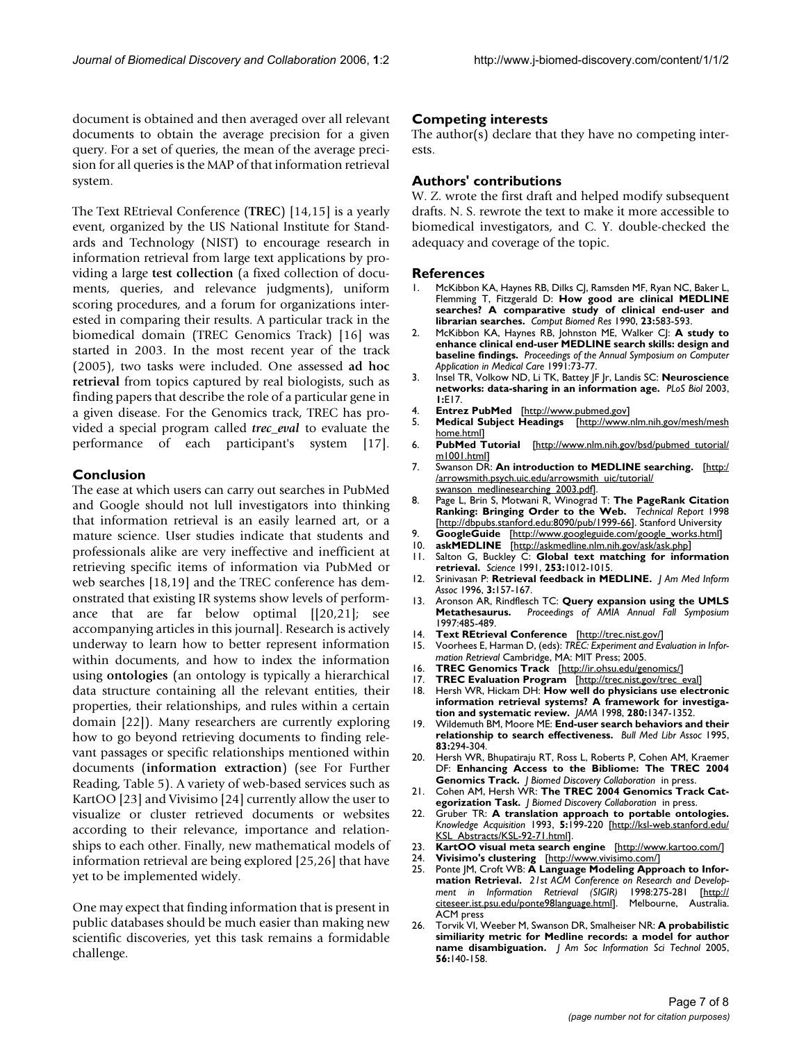document is obtained and then averaged over all relevant documents to obtain the average precision for a given query. For a set of queries, the mean of the average precision for all queries is the MAP of that information retrieval system.

The Text REtrieval Conference (**TREC**) [14,15] is a yearly event, organized by the US National Institute for Standards and Technology (NIST) to encourage research in information retrieval from large text applications by providing a large **test collection** (a fixed collection of documents, queries, and relevance judgments), uniform scoring procedures, and a forum for organizations interested in comparing their results. A particular track in the biomedical domain (TREC Genomics Track) [16] was started in 2003. In the most recent year of the track (2005), two tasks were included. One assessed **ad hoc retrieval** from topics captured by real biologists, such as finding papers that describe the role of a particular gene in a given disease. For the Genomics track, TREC has provided a special program called ***trec_eval*** to evaluate the performance of each participant's system [17].

## Conclusion

The ease at which users can carry out searches in PubMed and Google should not lull investigators into thinking that information retrieval is an easily learned art, or a mature science. User studies indicate that students and professionals alike are very ineffective and inefficient at retrieving specific items of information via PubMed or web searches [18,19] and the TREC conference has demonstrated that existing IR systems show levels of performance that are far below optimal [[20,21]; see accompanying articles in this journal]. Research is actively underway to learn how to better represent information within documents, and how to index the information using **ontologies** (an ontology is typically a hierarchical data structure containing all the relevant entities, their properties, their relationships, and rules within a certain domain [22]). Many researchers are currently exploring how to go beyond retrieving documents to finding relevant passages or specific relationships mentioned within documents (**information extraction**) (see For Further Reading, Table 5). A variety of web-based services such as KartOO [23] and Vivisimo [24] currently allow the user to visualize or cluster retrieved documents or websites according to their relevance, importance and relationships to each other. Finally, new mathematical models of information retrieval are being explored [25,26] that have yet to be implemented widely.

One may expect that finding information that is present in public databases should be much easier than making new scientific discoveries, yet this task remains a formidable challenge.

## Competing interests

The author(s) declare that they have no competing interests.

## Authors' contributions

W. Z. wrote the first draft and helped modify subsequent drafts. N. S. rewrote the text to make it more accessible to biomedical investigators, and C. Y. double-checked the adequacy and coverage of the topic.

## References

1. McKibbon KA, Haynes RB, Dilks CJ, Ramsden MF, Ryan NC, Baker L, Flemming T, Fitzgerald D: **How good are clinical MEDLINE searches? A comparative study of clinical end-user and librarian searches.** *Comput Biomed Res* 1990, **23:**583-593.
2. McKibbon KA, Haynes RB, Johnston ME, Walker CJ: **A study to enhance clinical end-user MEDLINE search skills: design and baseline findings.** *Proceedings of the Annual Symposium on Computer Application in Medical Care* 1991:73-77.
3. Insel TR, Volkow ND, Li TK, Battey JF Jr, Landis SC: **Neuroscience networks: data-sharing in an information age.** *PLoS Biol* 2003, **1:**E17.
4. **Entrez PubMed** [http://www.pubmed.gov]
5. **Medical Subject Headings** [http://www.nlm.nih.gov/mesh/meshhome.html]
6. **PubMed Tutorial** [http://www.nlm.nih.gov/bsd/pubmed_tutorial/m1001.html]
7. Swanson DR: **An introduction to MEDLINE searching.** [http://arrowsmith.psych.uic.edu/arrowsmith_uic/tutorial/swanson_medlinesearching_2003.pdf].
8. Page L, Brin S, Motwani R, Winograd T: **The PageRank Citation Ranking: Bringing Order to the Web.** *Technical Report* 1998 [http://dbpubs.stanford.edu:8090/pub/1999-66]. Stanford University
9. **GoogleGuide** [http://www.googleguide.com/google_works.html]
10. **askMEDLINE** [http://askmedline.nlm.nih.gov/ask/ask.php]
11. Salton G, Buckley C: **Global text matching for information retrieval.** *Science* 1991, **253:**1012-1015.
12. Srinivasan P: **Retrieval feedback in MEDLINE.** *J Am Med Inform Assoc* 1996, **3:**157-167.
13. Aronson AR, Rindflesch TC: **Query expansion using the UMLS Metathesaurus.** *Proceedings of AMIA Annual Fall Symposium* 1997:485-489.
14. **Text REtrieval Conference** [http://trec.nist.gov/]
15. Voorhees E, Harman D, (eds): *TREC: Experiment and Evaluation in Information Retrieval* Cambridge, MA: MIT Press; 2005.
16. **TREC Genomics Track** [http://ir.ohsu.edu/genomics/]
17. **TREC Evaluation Program** [http://trec.nist.gov/trec_eval]
18. Hersh WR, Hickam DH: **How well do physicians use electronic information retrieval systems? A framework for investigation and systematic review.** *JAMA* 1998, **280:**1347-1352.
19. Wildemuth BM, Moore ME: **End-user search behaviors and their relationship to search effectiveness.** *Bull Med Libr Assoc* 1995, **83:**294-304.
20. Hersh WR, Bhupatiraju RT, Ross L, Roberts P, Cohen AM, Kraemer DF: **Enhancing Access to the Bibliome: The TREC 2004 Genomics Track.** *J Biomed Discovery Collaboration* in press.
21. Cohen AM, Hersh WR: **The TREC 2004 Genomics Track Categorization Task.** *J Biomed Discovery Collaboration* in press.
22. Gruber TR: **A translation approach to portable ontologies.** *Knowledge Acquisition* 1993, **5:**199-220 [http://ksl-web.stanford.edu/KSL_Abstracts/KSL-92-71.html].
23. **KartOO visual meta search engine** [http://www.kartoo.com/]
24. **Vivisimo's clustering** [http://www.vivisimo.com/]
25. Ponte JM, Croft WB: **A Language Modeling Approach to Information Retrieval.** *21st ACM Conference on Research and Development in Information Retrieval (SIGIR)* 1998:275-281 [http://citeseer.ist.psu.edu/ponte98language.html]. Melbourne, Australia. ACM press
26. Torvik VI, Weeber M, Swanson DR, Smalheiser NR: **A probabilistic similiarity metric for Medline records: a model for author name disambiguation.** *J Am Soc Information Sci Technol* 2005, **56:**140-158.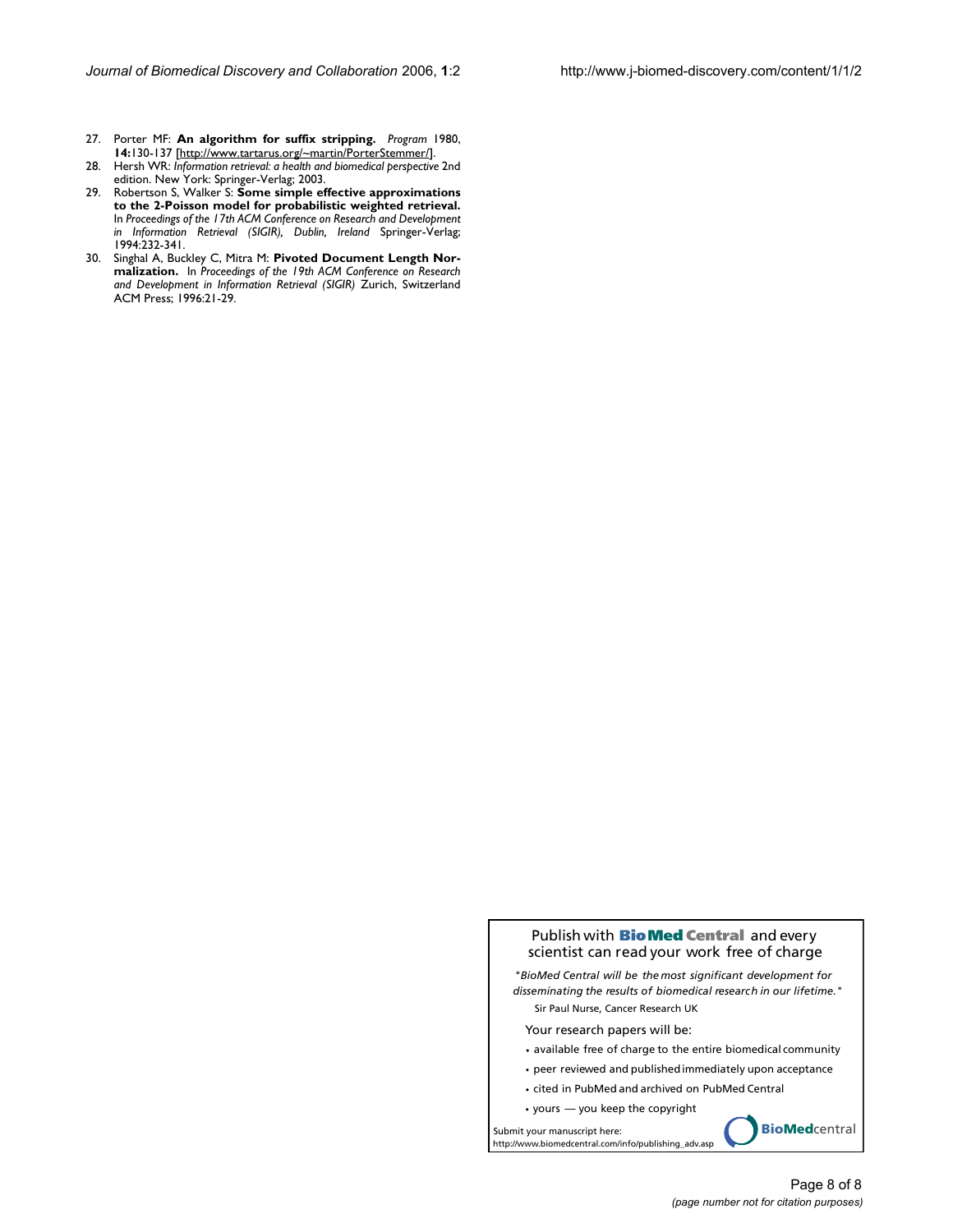27. Porter MF: **An algorithm for suffix stripping.** *Program* 1980, **14:**130-137 [http://www.tartarus.org/~martin/PorterStemmer/].
28. Hersh WR: *Information retrieval: a health and biomedical perspective* 2nd edition. New York: Springer-Verlag; 2003.
29. Robertson S, Walker S: **Some simple effective approximations to the 2-Poisson model for probabilistic weighted retrieval.** In *Proceedings of the 17th ACM Conference on Research and Development in Information Retrieval (SIGIR), Dublin, Ireland* Springer-Verlag; 1994:232-341.
30. Singhal A, Buckley C, Mitra M: **Pivoted Document Length Normalization.** In *Proceedings of the 19th ACM Conference on Research and Development in Information Retrieval (SIGIR)* Zurich, Switzerland ACM Press; 1996:21-29.

Publish with **BioMed Central** and every scientist can read your work free of charge

*"BioMed Central will be the most significant development for disseminating the results of biomedical research in our lifetime."*

Sir Paul Nurse, Cancer Research UK

Your research papers will be:

- available free of charge to the entire biomedical community
- peer reviewed and published immediately upon acceptance
- cited in PubMed and archived on PubMed Central
- yours — you keep the copyright

Submit your manuscript here:
http://www.biomedcentral.com/info/publishing_adv.asp

**BioMed**central